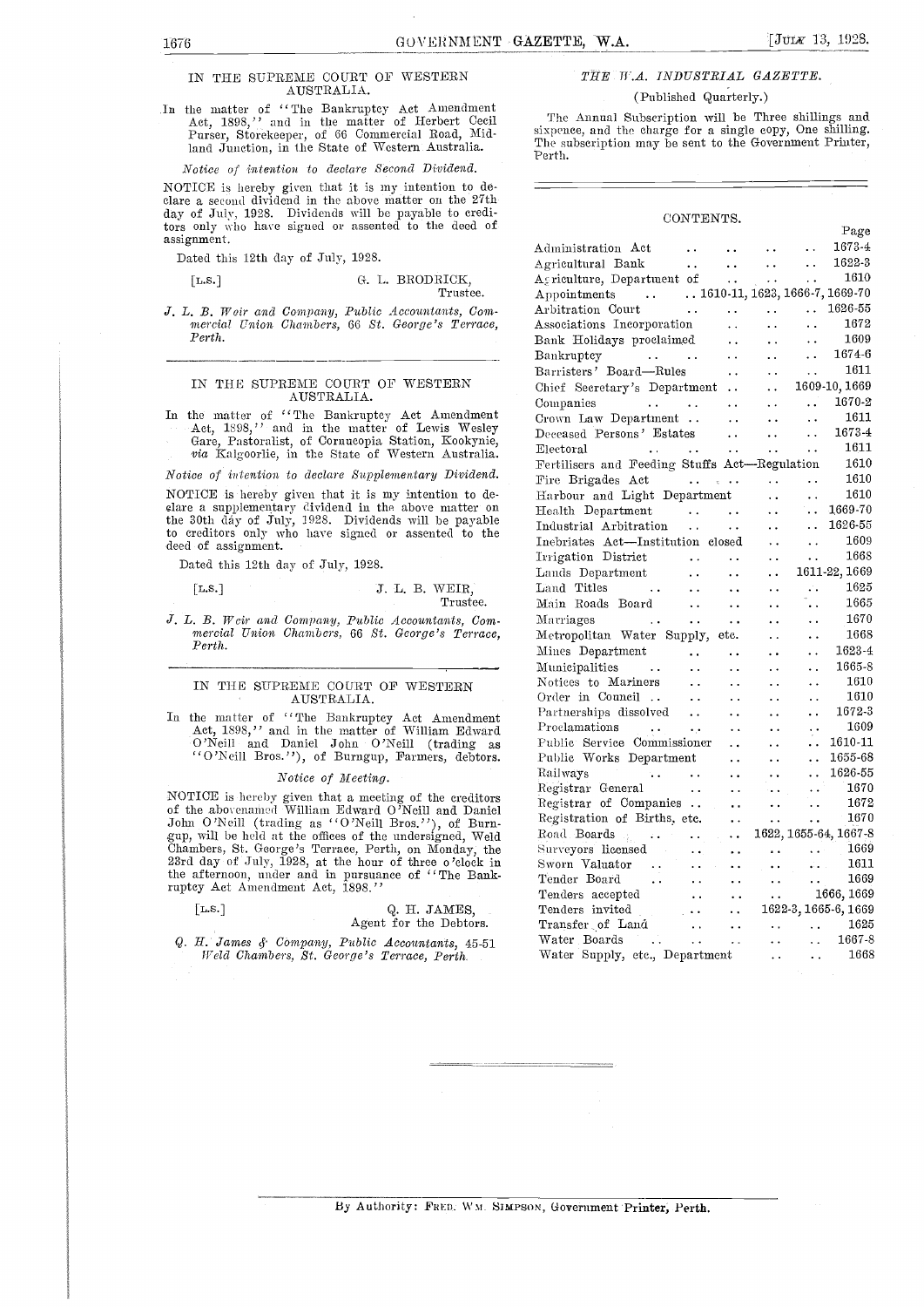## IN THE SUPREME COURT OF WESTERN AUSTRALIA.

In the matter of "The Bankruptcy Act Amendment Act, 1898," and in the matter of Herbert Cecil Purser, Storekeeper, of 66 Commercial Road, Midland Junction, in the State of Western Australia.

*Notice of intention to declare Second Dividend.*

NOTICE is hereby given that it is my intention to declare a second dividend in the above matter on the 27th day of July, 1928. Dividends will be payable to creditors only who have signed or assented to the deed of assignment.

Dated this 12th day of July, 1928.

[L.S.] G. L. BRODRICK, Trustee.

*J. L. B. Weir and Company, Public Accountants, Commercial Union Chambers, 66 St. George's Terrace, Perth.*

---

## IN THE SUPREME COURT OF WESTERN AUSTRALIA.

In the matter of "The Bankruptcy Act Amendment Act, 1898," and in the matter of Lewis Wesley Gare, Pastoralist, of Cornucopia Station, Kookynie, *via* Kalgoorlie, in the State of Western Australia.

*Notice of intention to declare Supplementary Dividend.*

NOTICE is hereby given that it is my intention to declare a supplementary dividend in the above matter on the 30th day of July, 1928. Dividends will be payable to creditors only who have signed or assented to the deed of assignment.

Dated this 12th day of July, 1928.

[L.S.] J. L. B. WEIR, Trustee.

*J. L. B. Weir and Company, Public Accountants, Commercial Union Chambers, 66 St. George's Terrace, Perth.*

---

## IN THE SUPREME COURT OF WESTERN AUSTRALIA.

In the matter of "The Bankruptcy Act Amendment Act, 1898," and in the matter of William Edward O'Neill and Daniel John O'Neill (trading as "O'Neill Bros."), of Burngup, Farmers, debtors.

*Notice of Meeting.*

NOTICE is hereby given that a meeting of the creditors of the abovenamed William Edward O'Neill and Daniel John O'Neill (trading as "O'Neill Bros."), of Burngup, will be held at the offices of the undersigned, Weld Chambers, St. George's Terrace, Perth, on Monday, the 23rd day of July, 1928, at the hour of three o'clock in the afternoon, under and in pursuance of "The Bankruptcy Act Amendment Act, 1898."

[L.S.] Q. H. JAMES, Agent for the Debtors.

*Q. H. James & Company, Public Accountants, 45-51 Weld Chambers, St. George's Terrace, Perth.*

---

## *THE W.A. INDUSTRIAL GAZETTE.*

(Published Quarterly.)

The Annual Subscription will be Three shillings and sixpence, and the charge for a single copy, One shilling. The subscription may be sent to the Government Printer, Perth.

---

## CONTENTS.

| | Page |
|---|---|
| Administration Act | 1673-4 |
| Agricultural Bank | 1622-3 |
| Agriculture, Department of | 1610 |
| Appointments | 1610-11, 1623, 1666-7, 1669-70 |
| Arbitration Court | 1626-55 |
| Associations Incorporation | 1672 |
| Bank Holidays proclaimed | 1609 |
| Bankruptcy | 1674-6 |
| Barristers' Board—Rules | 1611 |
| Chief Secretary's Department | 1609-10, 1669 |
| Companies | 1670-2 |
| Crown Law Department | 1611 |
| Deceased Persons' Estates | 1673-4 |
| Electoral | 1611 |
| Fertilisers and Feeding Stuffs Act—Regulation | 1610 |
| Fire Brigades Act | 1610 |
| Harbour and Light Department | 1610 |
| Health Department | 1669-70 |
| Industrial Arbitration | 1626-55 |
| Inebriates Act—Institution closed | 1609 |
| Irrigation District | 1668 |
| Lands Department | 1611-22, 1669 |
| Land Titles | 1625 |
| Main Roads Board | 1665 |
| Marriages | 1670 |
| Metropolitan Water Supply, etc. | 1668 |
| Mines Department | 1623-4 |
| Municipalities | 1665-8 |
| Notices to Mariners | 1610 |
| Order in Council | 1610 |
| Partnerships dissolved | 1672-3 |
| Proclamations | 1609 |
| Public Service Commissioner | 1610-11 |
| Public Works Department | 1655-68 |
| Railways | 1626-55 |
| Registrar General | 1670 |
| Registrar of Companies | 1672 |
| Registration of Births, etc. | 1670 |
| Road Boards | 1622, 1655-64, 1667-8 |
| Surveyors licensed | 1669 |
| Sworn Valuator | 1611 |
| Tender Board | 1669 |
| Tenders accepted | 1666, 1669 |
| Tenders invited | 1622-3, 1665-6, 1669 |
| Transfer of Land | 1625 |
| Water Boards | 1667-8 |
| Water Supply, etc., Department | 1668 |

---

By Authority: FRED. WM. SIMPSON, Government Printer, Perth.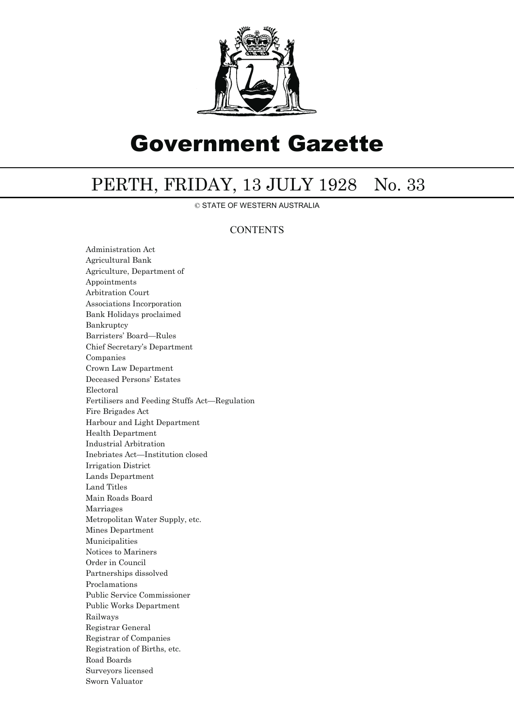# Government Gazette

## PERTH, FRIDAY, 13 JULY 1928 No. 33

© STATE OF WESTERN AUSTRALIA

### CONTENTS

Administration Act
Agricultural Bank
Agriculture, Department of
Appointments
Arbitration Court
Associations Incorporation
Bank Holidays proclaimed
Bankruptcy
Barristers' Board—Rules
Chief Secretary's Department
Companies
Crown Law Department
Deceased Persons' Estates
Electoral
Fertilisers and Feeding Stuffs Act—Regulation
Fire Brigades Act
Harbour and Light Department
Health Department
Industrial Arbitration
Inebriates Act—Institution closed
Irrigation District
Lands Department
Land Titles
Main Roads Board
Marriages
Metropolitan Water Supply, etc.
Mines Department
Municipalities
Notices to Mariners
Order in Council
Partnerships dissolved
Proclamations
Public Service Commissioner
Public Works Department
Railways
Registrar General
Registrar of Companies
Registration of Births, etc.
Road Boards
Surveyors licensed
Sworn Valuator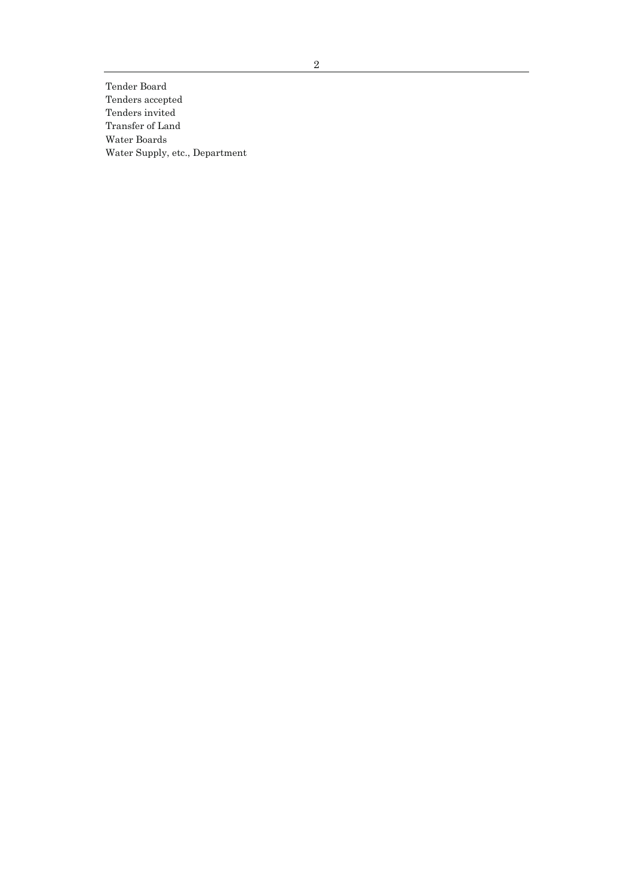Tender Board
Tenders accepted
Tenders invited
Transfer of Land
Water Boards
Water Supply, etc., Department